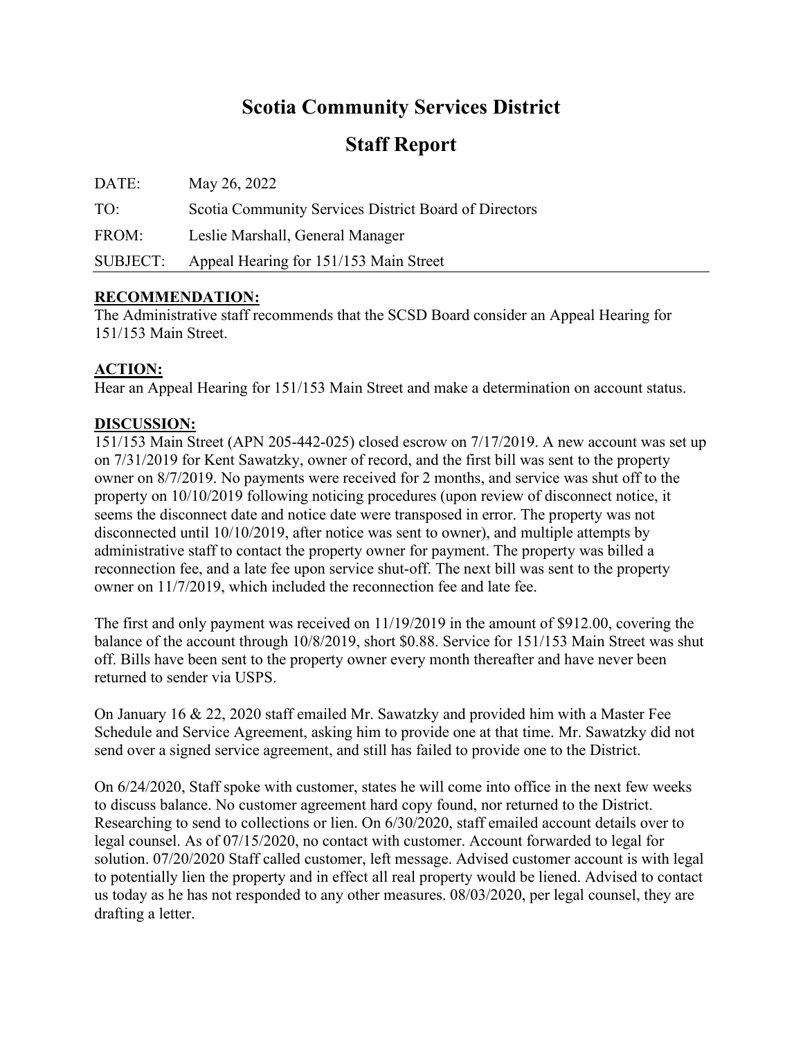# Scotia Community Services District

## Staff Report

DATE: May 26, 2022

TO: Scotia Community Services District Board of Directors

FROM: Leslie Marshall, General Manager

SUBJECT: Appeal Hearing for 151/153 Main Street

**RECOMMENDATION:**

The Administrative staff recommends that the SCSD Board consider an Appeal Hearing for 151/153 Main Street.

**ACTION:**

Hear an Appeal Hearing for 151/153 Main Street and make a determination on account status.

**DISCUSSION:**

151/153 Main Street (APN 205-442-025) closed escrow on 7/17/2019. A new account was set up on 7/31/2019 for Kent Sawatzky, owner of record, and the first bill was sent to the property owner on 8/7/2019. No payments were received for 2 months, and service was shut off to the property on 10/10/2019 following noticing procedures (upon review of disconnect notice, it seems the disconnect date and notice date were transposed in error. The property was not disconnected until 10/10/2019, after notice was sent to owner), and multiple attempts by administrative staff to contact the property owner for payment. The property was billed a reconnection fee, and a late fee upon service shut-off. The next bill was sent to the property owner on 11/7/2019, which included the reconnection fee and late fee.

The first and only payment was received on 11/19/2019 in the amount of $912.00, covering the balance of the account through 10/8/2019, short $0.88. Service for 151/153 Main Street was shut off. Bills have been sent to the property owner every month thereafter and have never been returned to sender via USPS.

On January 16 & 22, 2020 staff emailed Mr. Sawatzky and provided him with a Master Fee Schedule and Service Agreement, asking him to provide one at that time. Mr. Sawatzky did not send over a signed service agreement, and still has failed to provide one to the District.

On 6/24/2020, Staff spoke with customer, states he will come into office in the next few weeks to discuss balance. No customer agreement hard copy found, nor returned to the District. Researching to send to collections or lien. On 6/30/2020, staff emailed account details over to legal counsel. As of 07/15/2020, no contact with customer. Account forwarded to legal for solution. 07/20/2020 Staff called customer, left message. Advised customer account is with legal to potentially lien the property and in effect all real property would be liened. Advised to contact us today as he has not responded to any other measures. 08/03/2020, per legal counsel, they are drafting a letter.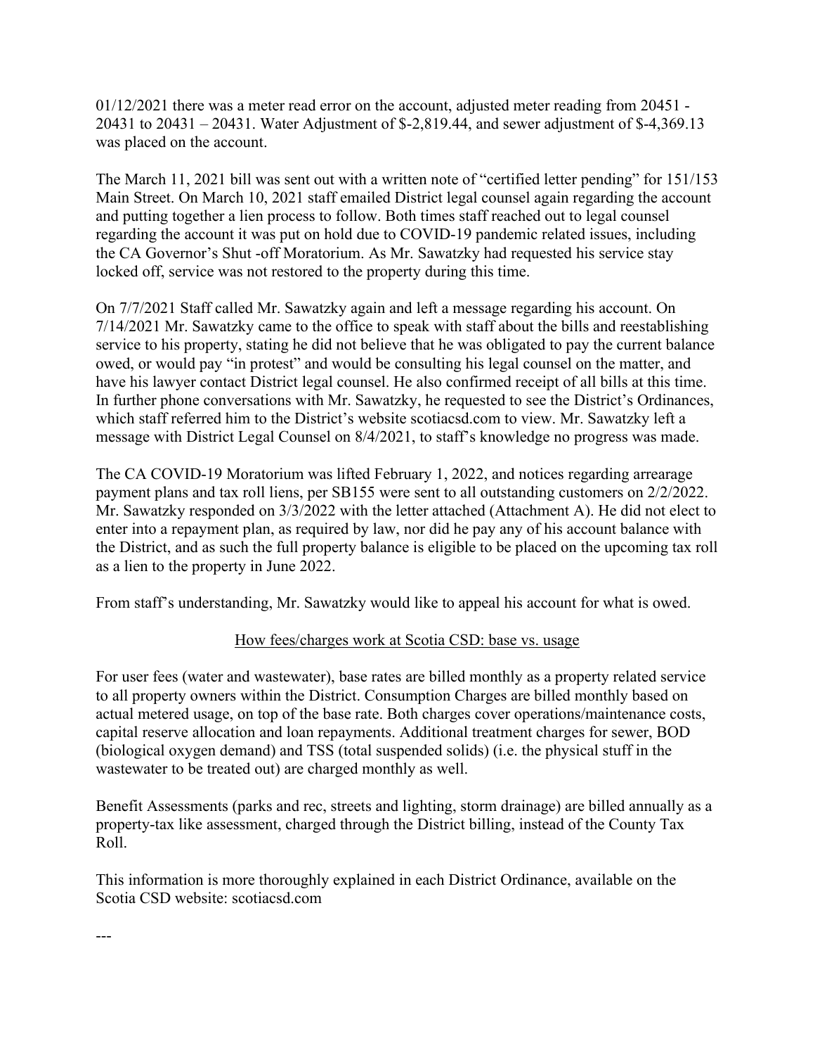01/12/2021 there was a meter read error on the account, adjusted meter reading from 20451 - 20431 to 20431 – 20431. Water Adjustment of $-2,819.44, and sewer adjustment of $-4,369.13 was placed on the account.

The March 11, 2021 bill was sent out with a written note of "certified letter pending" for 151/153 Main Street. On March 10, 2021 staff emailed District legal counsel again regarding the account and putting together a lien process to follow. Both times staff reached out to legal counsel regarding the account it was put on hold due to COVID-19 pandemic related issues, including the CA Governor's Shut -off Moratorium. As Mr. Sawatzky had requested his service stay locked off, service was not restored to the property during this time.

On 7/7/2021 Staff called Mr. Sawatzky again and left a message regarding his account. On 7/14/2021 Mr. Sawatzky came to the office to speak with staff about the bills and reestablishing service to his property, stating he did not believe that he was obligated to pay the current balance owed, or would pay "in protest" and would be consulting his legal counsel on the matter, and have his lawyer contact District legal counsel. He also confirmed receipt of all bills at this time. In further phone conversations with Mr. Sawatzky, he requested to see the District's Ordinances, which staff referred him to the District's website scotiacsd.com to view. Mr. Sawatzky left a message with District Legal Counsel on 8/4/2021, to staff's knowledge no progress was made.

The CA COVID-19 Moratorium was lifted February 1, 2022, and notices regarding arrearage payment plans and tax roll liens, per SB155 were sent to all outstanding customers on 2/2/2022. Mr. Sawatzky responded on 3/3/2022 with the letter attached (Attachment A). He did not elect to enter into a repayment plan, as required by law, nor did he pay any of his account balance with the District, and as such the full property balance is eligible to be placed on the upcoming tax roll as a lien to the property in June 2022.

From staff's understanding, Mr. Sawatzky would like to appeal his account for what is owed.

## How fees/charges work at Scotia CSD: base vs. usage

For user fees (water and wastewater), base rates are billed monthly as a property related service to all property owners within the District. Consumption Charges are billed monthly based on actual metered usage, on top of the base rate. Both charges cover operations/maintenance costs, capital reserve allocation and loan repayments. Additional treatment charges for sewer, BOD (biological oxygen demand) and TSS (total suspended solids) (i.e. the physical stuff in the wastewater to be treated out) are charged monthly as well.

Benefit Assessments (parks and rec, streets and lighting, storm drainage) are billed annually as a property-tax like assessment, charged through the District billing, instead of the County Tax Roll.

This information is more thoroughly explained in each District Ordinance, available on the Scotia CSD website: scotiacsd.com

---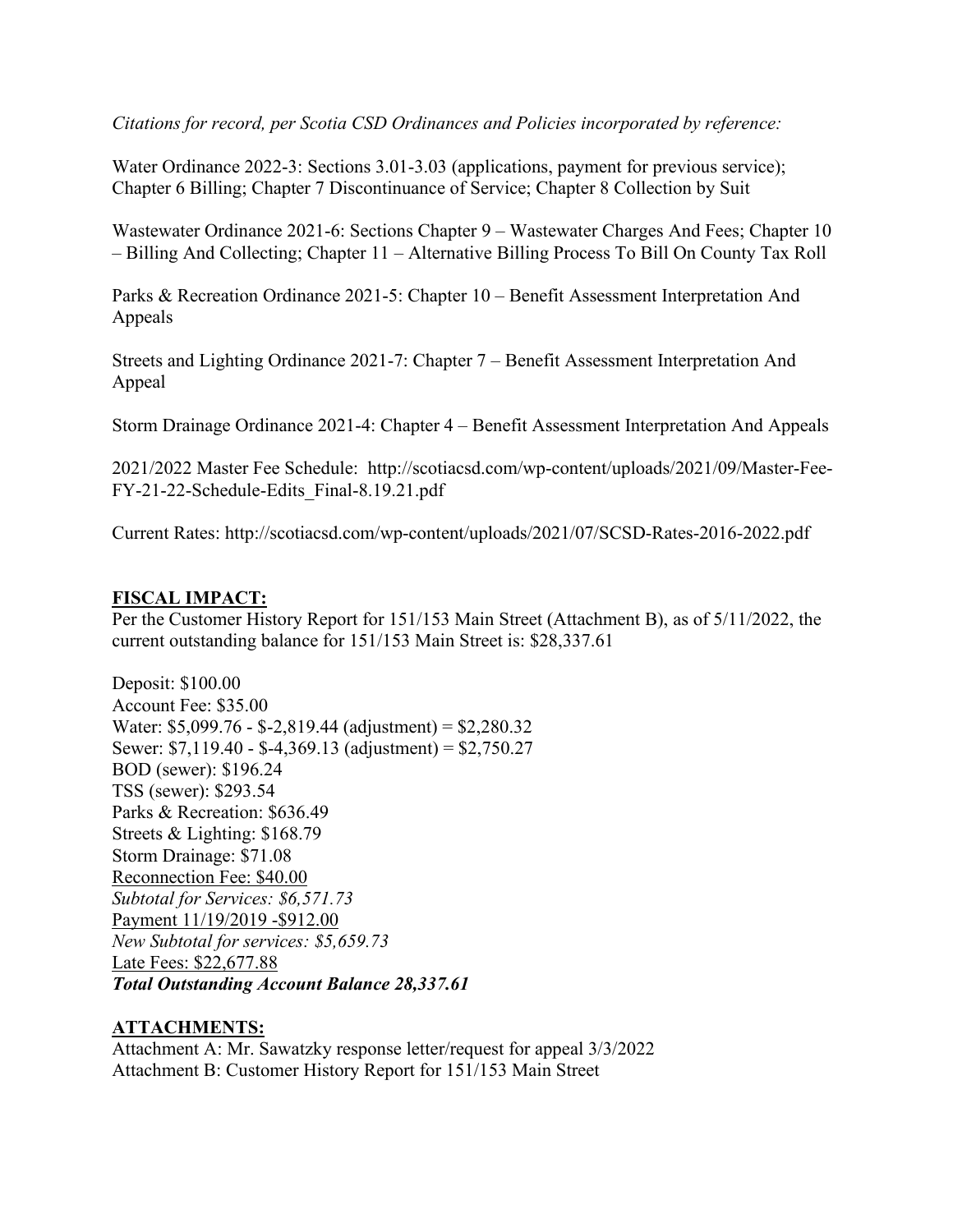*Citations for record, per Scotia CSD Ordinances and Policies incorporated by reference:*

Water Ordinance 2022-3: Sections 3.01-3.03 (applications, payment for previous service); Chapter 6 Billing; Chapter 7 Discontinuance of Service; Chapter 8 Collection by Suit

Wastewater Ordinance 2021-6: Sections Chapter 9 – Wastewater Charges And Fees; Chapter 10 – Billing And Collecting; Chapter 11 – Alternative Billing Process To Bill On County Tax Roll

Parks & Recreation Ordinance 2021-5: Chapter 10 – Benefit Assessment Interpretation And Appeals

Streets and Lighting Ordinance 2021-7: Chapter 7 – Benefit Assessment Interpretation And Appeal

Storm Drainage Ordinance 2021-4: Chapter 4 – Benefit Assessment Interpretation And Appeals

2021/2022 Master Fee Schedule: http://scotiacsd.com/wp-content/uploads/2021/09/Master-Fee-FY-21-22-Schedule-Edits_Final-8.19.21.pdf

Current Rates: http://scotiacsd.com/wp-content/uploads/2021/07/SCSD-Rates-2016-2022.pdf

**FISCAL IMPACT:**

Per the Customer History Report for 151/153 Main Street (Attachment B), as of 5/11/2022, the current outstanding balance for 151/153 Main Street is: $28,337.61

Deposit: $100.00
Account Fee: $35.00
Water: $5,099.76 - $-2,819.44 (adjustment) = $2,280.32
Sewer: $7,119.40 - $-4,369.13 (adjustment) = $2,750.27
BOD (sewer): $196.24
TSS (sewer): $293.54
Parks & Recreation: $636.49
Streets & Lighting: $168.79
Storm Drainage: $71.08
Reconnection Fee: $40.00
*Subtotal for Services: $6,571.73*
Payment 11/19/2019 -$912.00
*New Subtotal for services: $5,659.73*
Late Fees: $22,677.88
***Total Outstanding Account Balance 28,337.61***

**ATTACHMENTS:**

Attachment A: Mr. Sawatzky response letter/request for appeal 3/3/2022
Attachment B: Customer History Report for 151/153 Main Street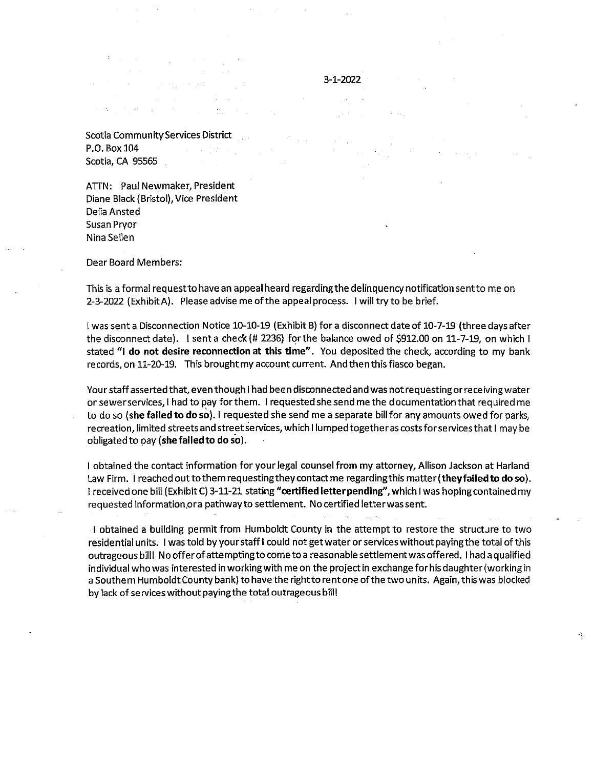3-1-2022

Scotia Community Services District
P.O. Box 104
Scotia, CA 95565

ATTN: Paul Newmaker, President
Diane Black (Bristol), Vice President
Delia Ansted
Susan Pryor
Nina Sellen

Dear Board Members:

This is a formal request to have an appeal heard regarding the delinquency notification sent to me on 2-3-2022 (Exhibit A). Please advise me of the appeal process. I will try to be brief.

I was sent a Disconnection Notice 10-10-19 (Exhibit B) for a disconnect date of 10-7-19 (three days after the disconnect date). I sent a check (# 2236) for the balance owed of $912.00 on 11-7-19, on which I stated **"I do not desire reconnection at this time"**. You deposited the check, according to my bank records, on 11-20-19. This brought my account current. And then this fiasco began.

Your staff asserted that, even though I had been disconnected and was not requesting or receiving water or sewer services, I had to pay for them. I requested she send me the documentation that required me to do so (**she failed to do so**). I requested she send me a separate bill for any amounts owed for parks, recreation, limited streets and street services, which I lumped together as costs for services that I may be obligated to pay (**she failed to do so**).

I obtained the contact information for your legal counsel from my attorney, Allison Jackson at Harland Law Firm. I reached out to them requesting they contact me regarding this matter (**they failed to do so**). I received one bill (Exhibit C) 3-11-21 stating **"certified letter pending"**, which I was hoping contained my requested information or a pathway to settlement. No certified letter was sent.

I obtained a building permit from Humboldt County in the attempt to restore the structure to two residential units. I was told by your staff I could not get water or services without paying the total of this outrageous bill! No offer of attempting to come to a reasonable settlement was offered. I had a qualified individual who was interested in working with me on the project in exchange for his daughter (working in a Southern Humboldt County bank) to have the right to rent one of the two units. Again, this was blocked by lack of services without paying the total outrageous bill!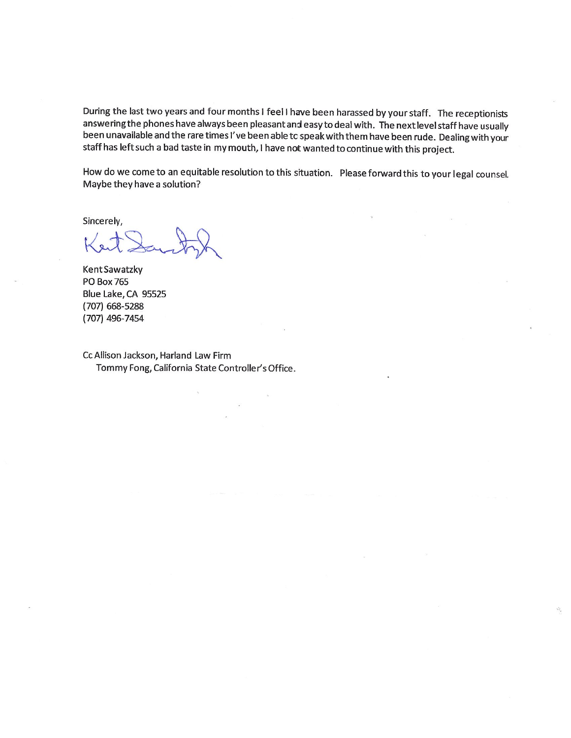During the last two years and four months I feel I have been harassed by your staff. The receptionists answering the phones have always been pleasant and easy to deal with. The next level staff have usually been unavailable and the rare times I've been able tc speak with them have been rude. Dealing with your staff has left such a bad taste in my mouth, I have not wanted to continue with this project.

How do we come to an equitable resolution to this situation. Please forward this to your legal counsel. Maybe they have a solution?

Sincerely,

Kent Sawatzky
PO Box 765
Blue Lake, CA 95525
(707) 668-5288
(707) 496-7454

Cc Allison Jackson, Harland Law Firm
Tommy Fong, California State Controller's Office.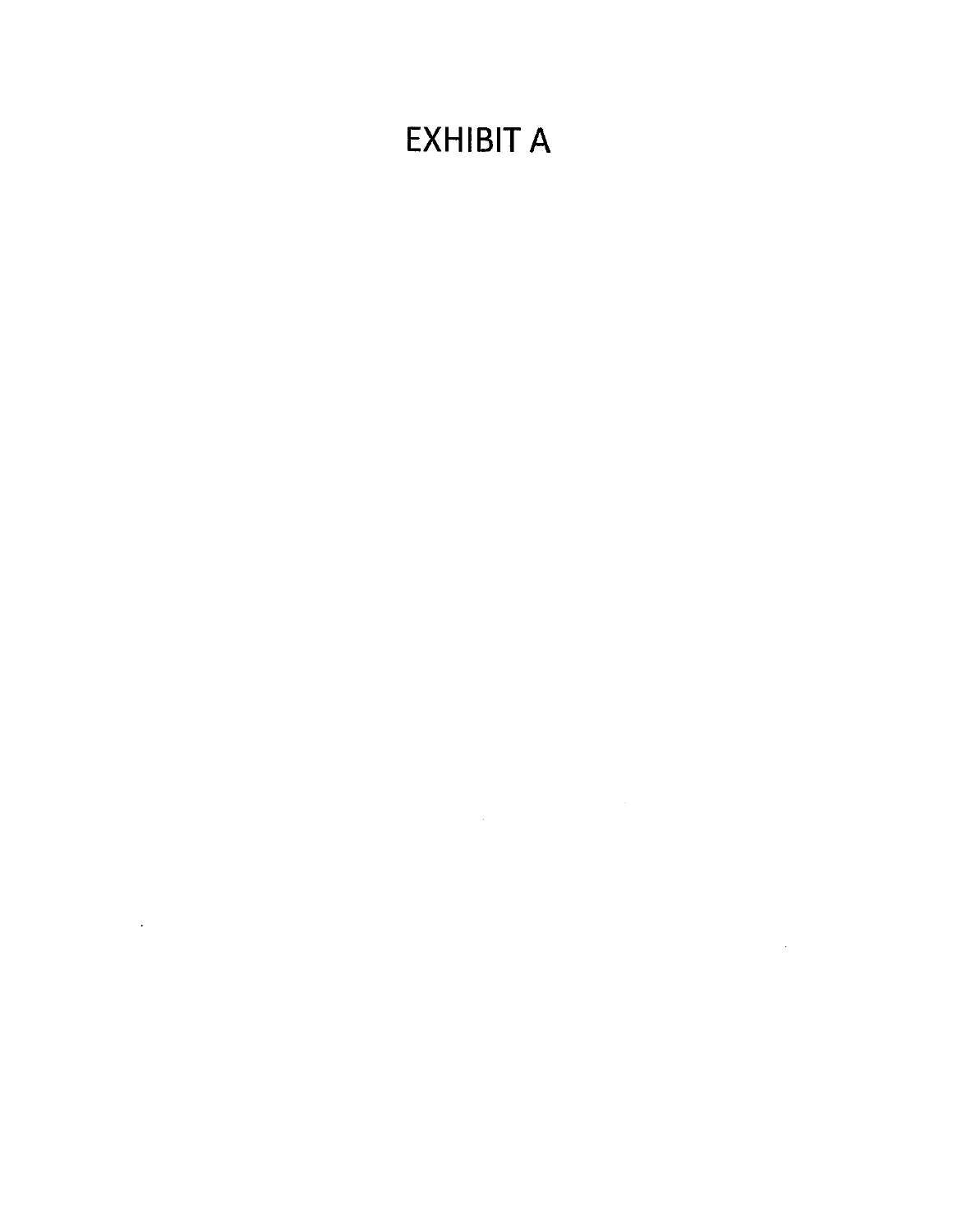# EXHIBIT A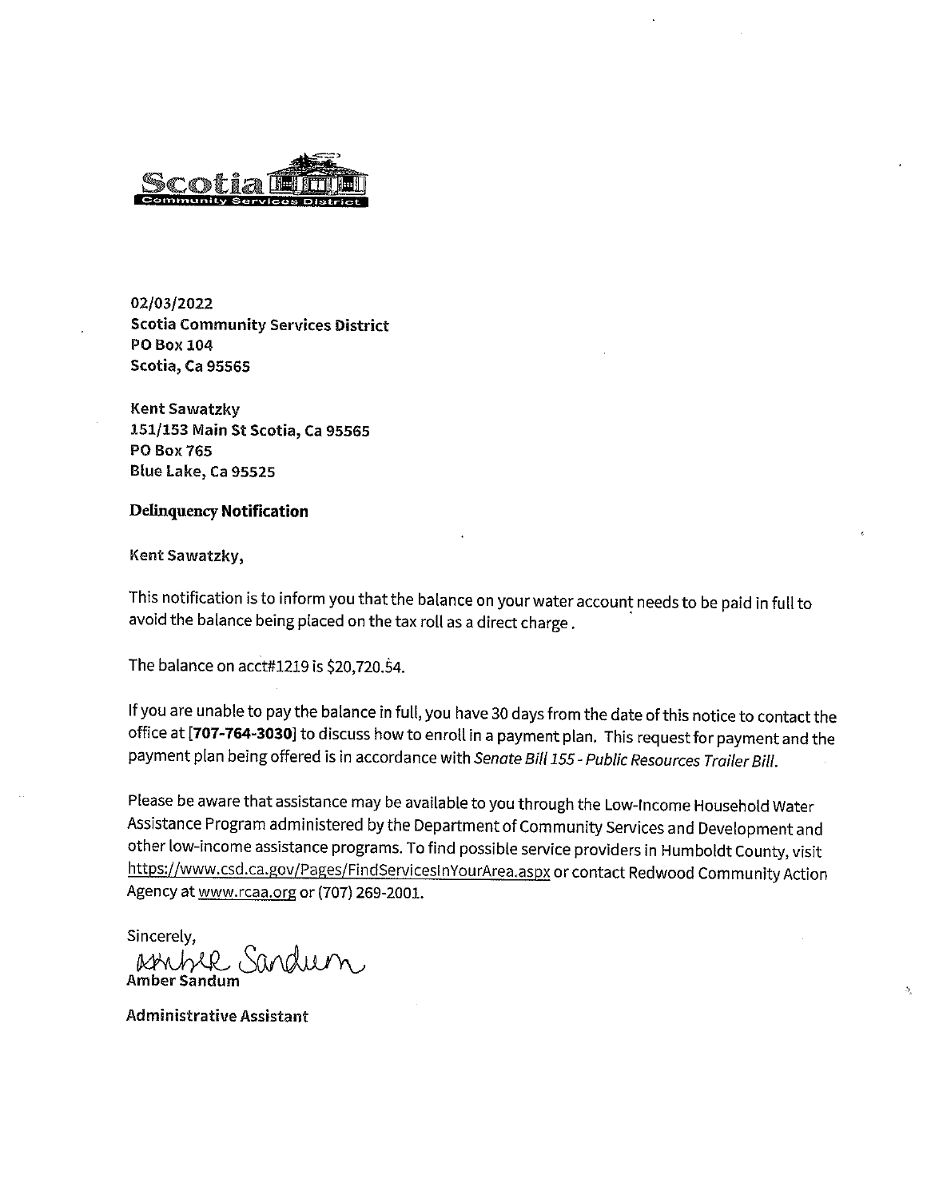Scotia
Community Services District

**02/03/2022**
**Scotia Community Services District**
**PO Box 104**
**Scotia, Ca 95565**

**Kent Sawatzky**
**151/153 Main St Scotia, Ca 95565**
**PO Box 765**
**Blue Lake, Ca 95525**

**Delinquency Notification**

Kent Sawatzky,

This notification is to inform you that the balance on your water account needs to be paid in full to avoid the balance being placed on the tax roll as a direct charge .

The balance on acct#1219 is $20,720.54.

If you are unable to pay the balance in full, you have 30 days from the date of this notice to contact the office at [**707-764-3030**] to discuss how to enroll in a payment plan. This request for payment and the payment plan being offered is in accordance with *Senate Bill 155 - Public Resources Trailer Bill.*

Please be aware that assistance may be available to you through the Low-Income Household Water Assistance Program administered by the Department of Community Services and Development and other low-income assistance programs. To find possible service providers in Humboldt County, visit https://www.csd.ca.gov/Pages/FindServicesInYourArea.aspx or contact Redwood Community Action Agency at www.rcaa.org or (707) 269-2001.

Sincerely,

Amber Sandum
**Amber Sandum**

**Administrative Assistant**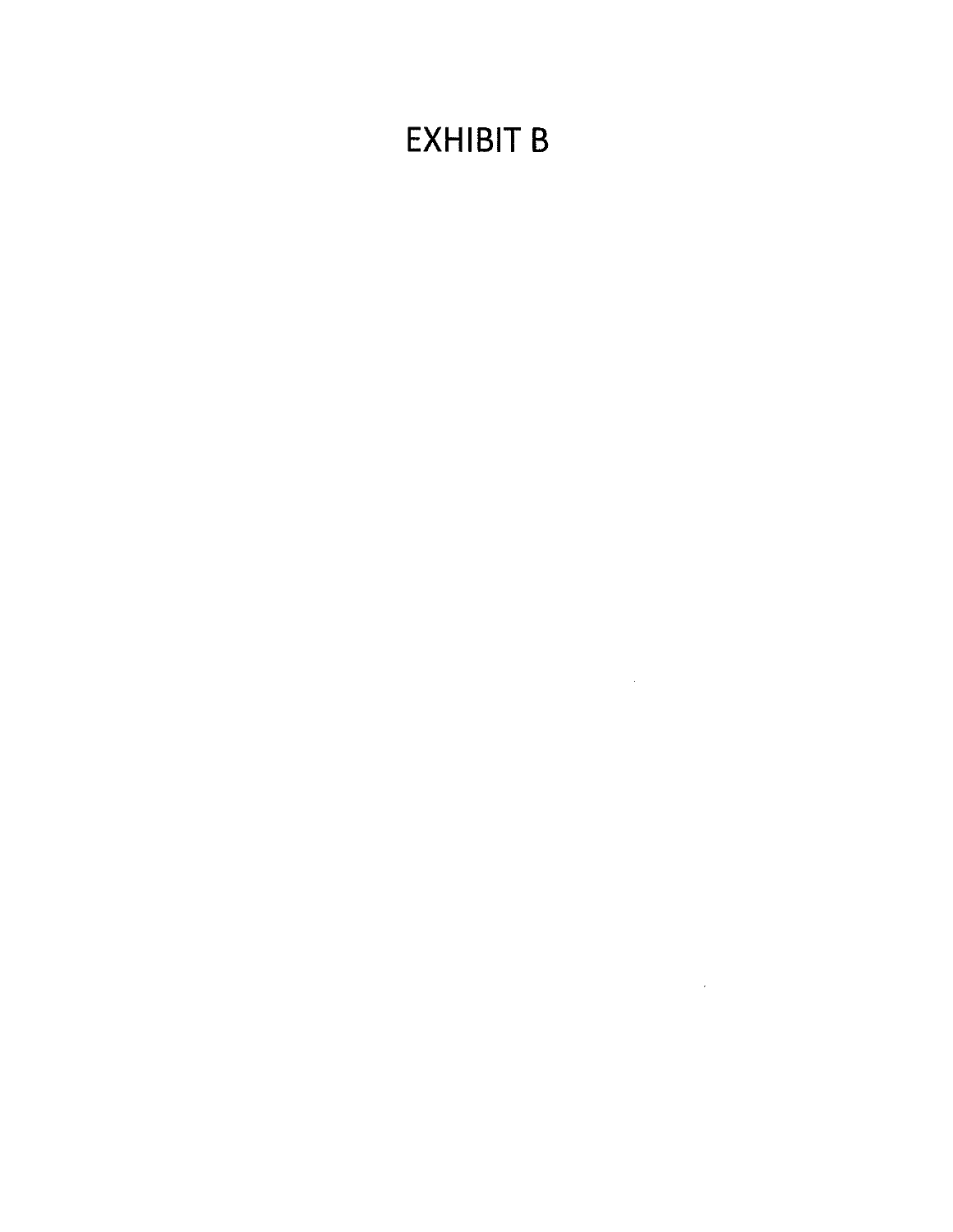# EXHIBIT B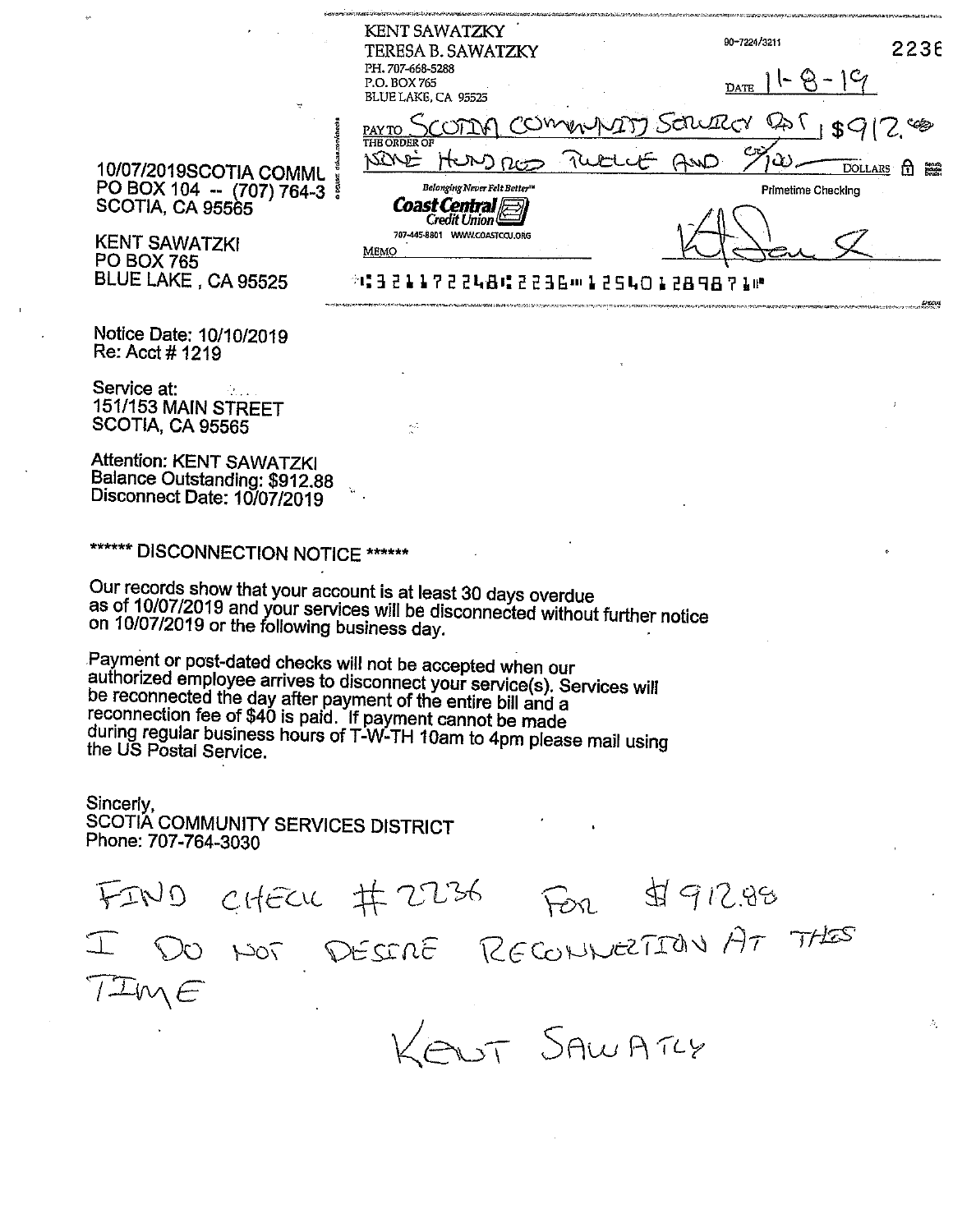KENT SAWATZKY
TERESA B. SAWATZKY
PH. 707-668-5288
P.O. BOX 765
BLUE LAKE, CA 95525

90-7224/3211

2236

DATE 11-8-19

PAY TO THE ORDER OF SCOTIA COMMUNITY SERVICE DIST $912.88

NINE HUNDRED TWELVE AND 88/100 DOLLARS

Belonging Never Felt Better™
Coast Central Credit Union
707-445-8801 WWW.COASTCCU.ORG

Primetime Checking

MEMO

⑆321172248⑆2236⑈1254012898 71⑈

10/07/2019SCOTIA COMML
PO BOX 104 -- (707) 764-3
SCOTIA, CA 95565

KENT SAWATZKI
PO BOX 765
BLUE LAKE , CA 95525

Notice Date: 10/10/2019
Re: Acct # 1219

Service at:
151/153 MAIN STREET
SCOTIA, CA 95565

Attention: KENT SAWATZKI
Balance Outstanding: $912.88
Disconnect Date: 10/07/2019

****** DISCONNECTION NOTICE ******

Our records show that your account is at least 30 days overdue as of 10/07/2019 and your services will be disconnected without further notice on 10/07/2019 or the following business day.

Payment or post-dated checks will not be accepted when our authorized employee arrives to disconnect your service(s). Services will be reconnected the day after payment of the entire bill and a reconnection fee of $40 is paid. If payment cannot be made during regular business hours of T-W-TH 10am to 4pm please mail using the US Postal Service.

Sincerly,
SCOTIA COMMUNITY SERVICES DISTRICT
Phone: 707-764-3030

FIND CHECK #2236 FOR $912.88
I DO NOT DESIRE RECONNECTION AT THIS TIME

KENT SAWATZKY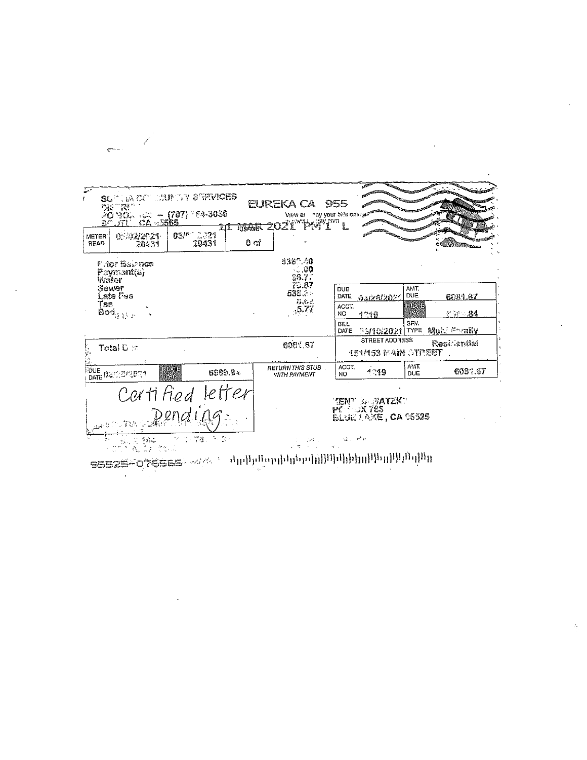SC[?]A C[?] [?]UN[?]Y SERVICES
DIS[?]RI[?]
PO BOX [?] – (707) [?]64-3030
SC[?]TI[?] CA [?]5565

EUREKA CA 955
11 MAR 2021 PM 1 L

View a[?] [?]ay your bills online

| METER READ | 03/02/2021 | 03/[?]/2021 | USAGE |
|---|---|---|---|
| | 20431 | 20431 | 0 cf |

| | |
|---|---|
| Prior Balance | 5387.40 |
| Payment(s) | [?].00 |
| Water | 66.7[?] |
| Sewer | 79.87 |
| Late Fee | 532.[?] |
| Tss | [?].[?]4 |
| Bod[?] | [?]5.77 |
| Total D[?] | 6081.87 |

| | | | |
|---|---|---|---|
| DUE DATE | 03/26/202[?] | AMT. DUE | 6081.87 |
| ACCT. NO | 1[?]19 | [?]LATE PAY | [?]84 |
| BILL DATE | [?]/10/2021 | SRV. TYPE | Multi Family Residential |
| STREET ADDRESS | 151/153 MAIN STREET | | |

| | | | |
|---|---|---|---|
| DUE DATE 03/[?]/2021 | [?]LATE PAY | 6689.84 | RETURN THIS STUB WITH PAYMENT |
| ACCT. NO | [?]19 | AMT. DUE | 6081.87 |

Certified letter Pending

[?]ENT [?] [?]ATZK[?]
PO [?]OX 765
BLUE LAKE, CA 95525

95525-076565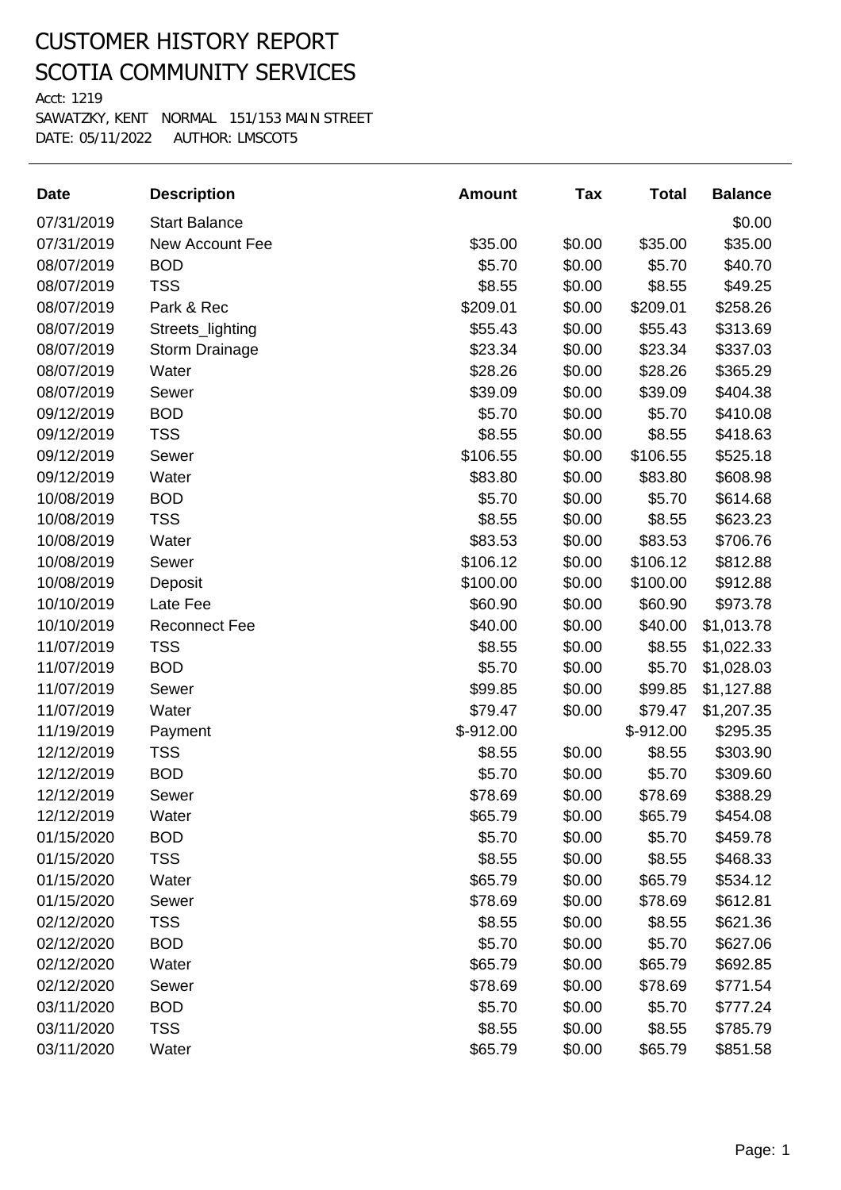# CUSTOMER HISTORY REPORT
# SCOTIA COMMUNITY SERVICES

Acct: 1219
SAWATZKY, KENT NORMAL 151/153 MAIN STREET
DATE: 05/11/2022 AUTHOR: LMSCOT5

| Date | Description | Amount | Tax | Total | Balance |
|---|---|---|---|---|---|
| 07/31/2019 | Start Balance | | | | $0.00 |
| 07/31/2019 | New Account Fee | $35.00 | $0.00 | $35.00 | $35.00 |
| 08/07/2019 | BOD | $5.70 | $0.00 | $5.70 | $40.70 |
| 08/07/2019 | TSS | $8.55 | $0.00 | $8.55 | $49.25 |
| 08/07/2019 | Park & Rec | $209.01 | $0.00 | $209.01 | $258.26 |
| 08/07/2019 | Streets_lighting | $55.43 | $0.00 | $55.43 | $313.69 |
| 08/07/2019 | Storm Drainage | $23.34 | $0.00 | $23.34 | $337.03 |
| 08/07/2019 | Water | $28.26 | $0.00 | $28.26 | $365.29 |
| 08/07/2019 | Sewer | $39.09 | $0.00 | $39.09 | $404.38 |
| 09/12/2019 | BOD | $5.70 | $0.00 | $5.70 | $410.08 |
| 09/12/2019 | TSS | $8.55 | $0.00 | $8.55 | $418.63 |
| 09/12/2019 | Sewer | $106.55 | $0.00 | $106.55 | $525.18 |
| 09/12/2019 | Water | $83.80 | $0.00 | $83.80 | $608.98 |
| 10/08/2019 | BOD | $5.70 | $0.00 | $5.70 | $614.68 |
| 10/08/2019 | TSS | $8.55 | $0.00 | $8.55 | $623.23 |
| 10/08/2019 | Water | $83.53 | $0.00 | $83.53 | $706.76 |
| 10/08/2019 | Sewer | $106.12 | $0.00 | $106.12 | $812.88 |
| 10/08/2019 | Deposit | $100.00 | $0.00 | $100.00 | $912.88 |
| 10/10/2019 | Late Fee | $60.90 | $0.00 | $60.90 | $973.78 |
| 10/10/2019 | Reconnect Fee | $40.00 | $0.00 | $40.00 | $1,013.78 |
| 11/07/2019 | TSS | $8.55 | $0.00 | $8.55 | $1,022.33 |
| 11/07/2019 | BOD | $5.70 | $0.00 | $5.70 | $1,028.03 |
| 11/07/2019 | Sewer | $99.85 | $0.00 | $99.85 | $1,127.88 |
| 11/07/2019 | Water | $79.47 | $0.00 | $79.47 | $1,207.35 |
| 11/19/2019 | Payment | $-912.00 | | $-912.00 | $295.35 |
| 12/12/2019 | TSS | $8.55 | $0.00 | $8.55 | $303.90 |
| 12/12/2019 | BOD | $5.70 | $0.00 | $5.70 | $309.60 |
| 12/12/2019 | Sewer | $78.69 | $0.00 | $78.69 | $388.29 |
| 12/12/2019 | Water | $65.79 | $0.00 | $65.79 | $454.08 |
| 01/15/2020 | BOD | $5.70 | $0.00 | $5.70 | $459.78 |
| 01/15/2020 | TSS | $8.55 | $0.00 | $8.55 | $468.33 |
| 01/15/2020 | Water | $65.79 | $0.00 | $65.79 | $534.12 |
| 01/15/2020 | Sewer | $78.69 | $0.00 | $78.69 | $612.81 |
| 02/12/2020 | TSS | $8.55 | $0.00 | $8.55 | $621.36 |
| 02/12/2020 | BOD | $5.70 | $0.00 | $5.70 | $627.06 |
| 02/12/2020 | Water | $65.79 | $0.00 | $65.79 | $692.85 |
| 02/12/2020 | Sewer | $78.69 | $0.00 | $78.69 | $771.54 |
| 03/11/2020 | BOD | $5.70 | $0.00 | $5.70 | $777.24 |
| 03/11/2020 | TSS | $8.55 | $0.00 | $8.55 | $785.79 |
| 03/11/2020 | Water | $65.79 | $0.00 | $65.79 | $851.58 |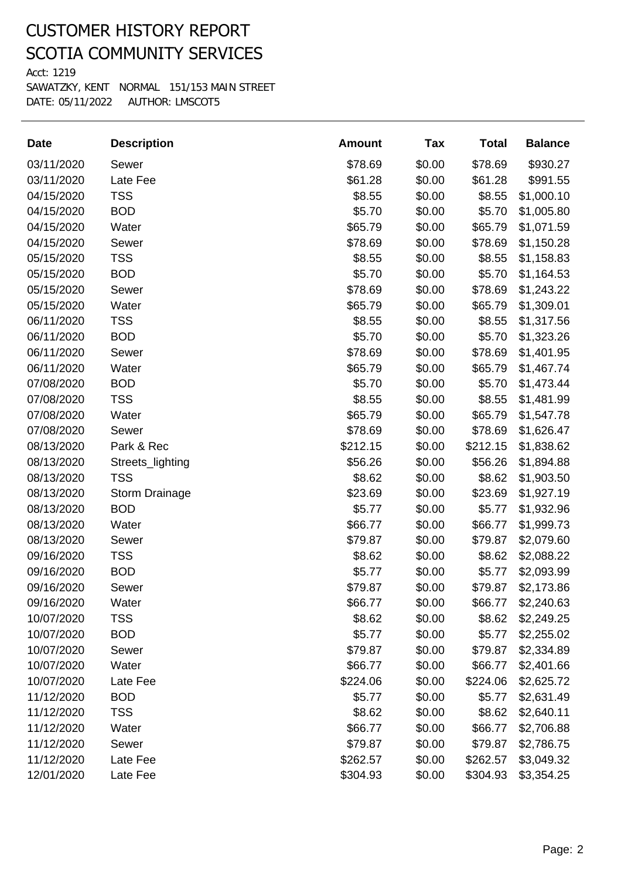# CUSTOMER HISTORY REPORT
# SCOTIA COMMUNITY SERVICES

Acct: 1219
SAWATZKY, KENT NORMAL 151/153 MAIN STREET
DATE: 05/11/2022 AUTHOR: LMSCOT5

| Date | Description | Amount | Tax | Total | Balance |
|---|---|---|---|---|---|
| 03/11/2020 | Sewer | $78.69 | $0.00 | $78.69 | $930.27 |
| 03/11/2020 | Late Fee | $61.28 | $0.00 | $61.28 | $991.55 |
| 04/15/2020 | TSS | $8.55 | $0.00 | $8.55 | $1,000.10 |
| 04/15/2020 | BOD | $5.70 | $0.00 | $5.70 | $1,005.80 |
| 04/15/2020 | Water | $65.79 | $0.00 | $65.79 | $1,071.59 |
| 04/15/2020 | Sewer | $78.69 | $0.00 | $78.69 | $1,150.28 |
| 05/15/2020 | TSS | $8.55 | $0.00 | $8.55 | $1,158.83 |
| 05/15/2020 | BOD | $5.70 | $0.00 | $5.70 | $1,164.53 |
| 05/15/2020 | Sewer | $78.69 | $0.00 | $78.69 | $1,243.22 |
| 05/15/2020 | Water | $65.79 | $0.00 | $65.79 | $1,309.01 |
| 06/11/2020 | TSS | $8.55 | $0.00 | $8.55 | $1,317.56 |
| 06/11/2020 | BOD | $5.70 | $0.00 | $5.70 | $1,323.26 |
| 06/11/2020 | Sewer | $78.69 | $0.00 | $78.69 | $1,401.95 |
| 06/11/2020 | Water | $65.79 | $0.00 | $65.79 | $1,467.74 |
| 07/08/2020 | BOD | $5.70 | $0.00 | $5.70 | $1,473.44 |
| 07/08/2020 | TSS | $8.55 | $0.00 | $8.55 | $1,481.99 |
| 07/08/2020 | Water | $65.79 | $0.00 | $65.79 | $1,547.78 |
| 07/08/2020 | Sewer | $78.69 | $0.00 | $78.69 | $1,626.47 |
| 08/13/2020 | Park & Rec | $212.15 | $0.00 | $212.15 | $1,838.62 |
| 08/13/2020 | Streets_lighting | $56.26 | $0.00 | $56.26 | $1,894.88 |
| 08/13/2020 | TSS | $8.62 | $0.00 | $8.62 | $1,903.50 |
| 08/13/2020 | Storm Drainage | $23.69 | $0.00 | $23.69 | $1,927.19 |
| 08/13/2020 | BOD | $5.77 | $0.00 | $5.77 | $1,932.96 |
| 08/13/2020 | Water | $66.77 | $0.00 | $66.77 | $1,999.73 |
| 08/13/2020 | Sewer | $79.87 | $0.00 | $79.87 | $2,079.60 |
| 09/16/2020 | TSS | $8.62 | $0.00 | $8.62 | $2,088.22 |
| 09/16/2020 | BOD | $5.77 | $0.00 | $5.77 | $2,093.99 |
| 09/16/2020 | Sewer | $79.87 | $0.00 | $79.87 | $2,173.86 |
| 09/16/2020 | Water | $66.77 | $0.00 | $66.77 | $2,240.63 |
| 10/07/2020 | TSS | $8.62 | $0.00 | $8.62 | $2,249.25 |
| 10/07/2020 | BOD | $5.77 | $0.00 | $5.77 | $2,255.02 |
| 10/07/2020 | Sewer | $79.87 | $0.00 | $79.87 | $2,334.89 |
| 10/07/2020 | Water | $66.77 | $0.00 | $66.77 | $2,401.66 |
| 10/07/2020 | Late Fee | $224.06 | $0.00 | $224.06 | $2,625.72 |
| 11/12/2020 | BOD | $5.77 | $0.00 | $5.77 | $2,631.49 |
| 11/12/2020 | TSS | $8.62 | $0.00 | $8.62 | $2,640.11 |
| 11/12/2020 | Water | $66.77 | $0.00 | $66.77 | $2,706.88 |
| 11/12/2020 | Sewer | $79.87 | $0.00 | $79.87 | $2,786.75 |
| 11/12/2020 | Late Fee | $262.57 | $0.00 | $262.57 | $3,049.32 |
| 12/01/2020 | Late Fee | $304.93 | $0.00 | $304.93 | $3,354.25 |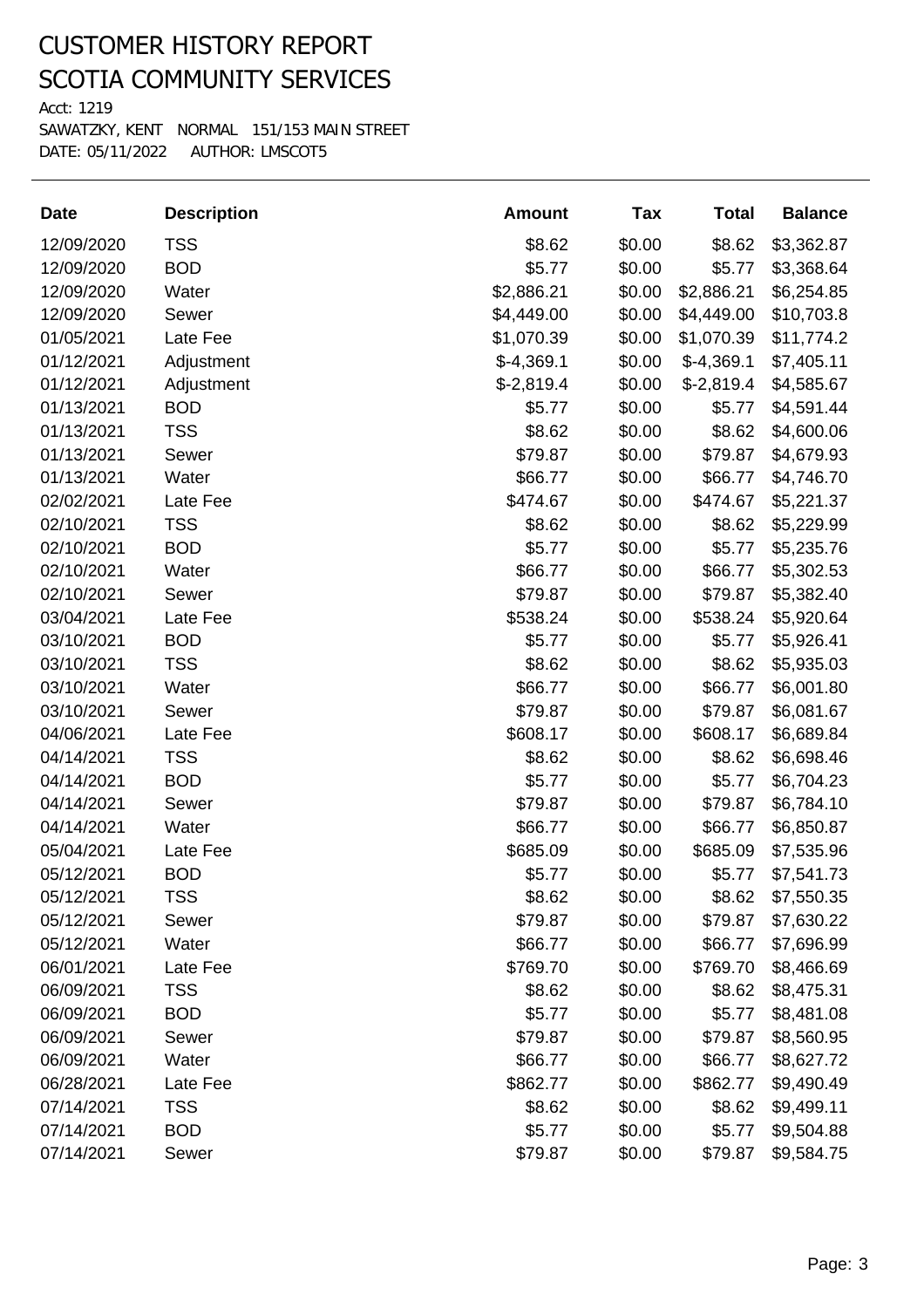# CUSTOMER HISTORY REPORT
# SCOTIA COMMUNITY SERVICES

Acct: 1219
SAWATZKY, KENT NORMAL 151/153 MAIN STREET
DATE: 05/11/2022 AUTHOR: LMSCOT5

| Date | Description | Amount | Tax | Total | Balance |
|---|---|---|---|---|---|
| 12/09/2020 | TSS | $8.62 | $0.00 | $8.62 | $3,362.87 |
| 12/09/2020 | BOD | $5.77 | $0.00 | $5.77 | $3,368.64 |
| 12/09/2020 | Water | $2,886.21 | $0.00 | $2,886.21 | $6,254.85 |
| 12/09/2020 | Sewer | $4,449.00 | $0.00 | $4,449.00 | $10,703.8 |
| 01/05/2021 | Late Fee | $1,070.39 | $0.00 | $1,070.39 | $11,774.2 |
| 01/12/2021 | Adjustment | $-4,369.1 | $0.00 | $-4,369.1 | $7,405.11 |
| 01/12/2021 | Adjustment | $-2,819.4 | $0.00 | $-2,819.4 | $4,585.67 |
| 01/13/2021 | BOD | $5.77 | $0.00 | $5.77 | $4,591.44 |
| 01/13/2021 | TSS | $8.62 | $0.00 | $8.62 | $4,600.06 |
| 01/13/2021 | Sewer | $79.87 | $0.00 | $79.87 | $4,679.93 |
| 01/13/2021 | Water | $66.77 | $0.00 | $66.77 | $4,746.70 |
| 02/02/2021 | Late Fee | $474.67 | $0.00 | $474.67 | $5,221.37 |
| 02/10/2021 | TSS | $8.62 | $0.00 | $8.62 | $5,229.99 |
| 02/10/2021 | BOD | $5.77 | $0.00 | $5.77 | $5,235.76 |
| 02/10/2021 | Water | $66.77 | $0.00 | $66.77 | $5,302.53 |
| 02/10/2021 | Sewer | $79.87 | $0.00 | $79.87 | $5,382.40 |
| 03/04/2021 | Late Fee | $538.24 | $0.00 | $538.24 | $5,920.64 |
| 03/10/2021 | BOD | $5.77 | $0.00 | $5.77 | $5,926.41 |
| 03/10/2021 | TSS | $8.62 | $0.00 | $8.62 | $5,935.03 |
| 03/10/2021 | Water | $66.77 | $0.00 | $66.77 | $6,001.80 |
| 03/10/2021 | Sewer | $79.87 | $0.00 | $79.87 | $6,081.67 |
| 04/06/2021 | Late Fee | $608.17 | $0.00 | $608.17 | $6,689.84 |
| 04/14/2021 | TSS | $8.62 | $0.00 | $8.62 | $6,698.46 |
| 04/14/2021 | BOD | $5.77 | $0.00 | $5.77 | $6,704.23 |
| 04/14/2021 | Sewer | $79.87 | $0.00 | $79.87 | $6,784.10 |
| 04/14/2021 | Water | $66.77 | $0.00 | $66.77 | $6,850.87 |
| 05/04/2021 | Late Fee | $685.09 | $0.00 | $685.09 | $7,535.96 |
| 05/12/2021 | BOD | $5.77 | $0.00 | $5.77 | $7,541.73 |
| 05/12/2021 | TSS | $8.62 | $0.00 | $8.62 | $7,550.35 |
| 05/12/2021 | Sewer | $79.87 | $0.00 | $79.87 | $7,630.22 |
| 05/12/2021 | Water | $66.77 | $0.00 | $66.77 | $7,696.99 |
| 06/01/2021 | Late Fee | $769.70 | $0.00 | $769.70 | $8,466.69 |
| 06/09/2021 | TSS | $8.62 | $0.00 | $8.62 | $8,475.31 |
| 06/09/2021 | BOD | $5.77 | $0.00 | $5.77 | $8,481.08 |
| 06/09/2021 | Sewer | $79.87 | $0.00 | $79.87 | $8,560.95 |
| 06/09/2021 | Water | $66.77 | $0.00 | $66.77 | $8,627.72 |
| 06/28/2021 | Late Fee | $862.77 | $0.00 | $862.77 | $9,490.49 |
| 07/14/2021 | TSS | $8.62 | $0.00 | $8.62 | $9,499.11 |
| 07/14/2021 | BOD | $5.77 | $0.00 | $5.77 | $9,504.88 |
| 07/14/2021 | Sewer | $79.87 | $0.00 | $79.87 | $9,584.75 |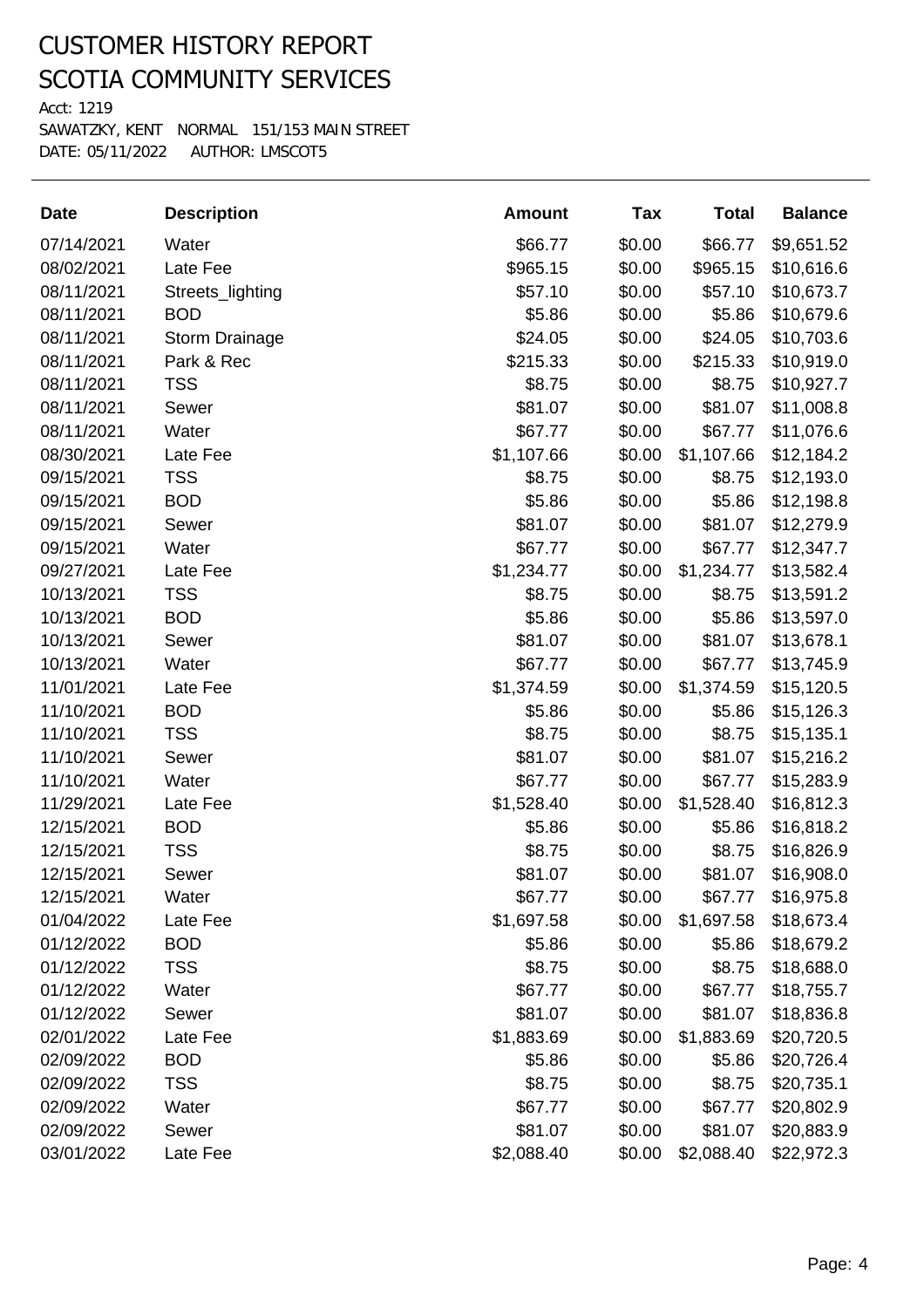# CUSTOMER HISTORY REPORT
# SCOTIA COMMUNITY SERVICES

Acct: 1219
SAWATZKY, KENT NORMAL 151/153 MAIN STREET
DATE: 05/11/2022 AUTHOR: LMSCOT5

| Date | Description | Amount | Tax | Total | Balance |
|---|---|---|---|---|---|
| 07/14/2021 | Water | $66.77 | $0.00 | $66.77 | $9,651.52 |
| 08/02/2021 | Late Fee | $965.15 | $0.00 | $965.15 | $10,616.6 |
| 08/11/2021 | Streets_lighting | $57.10 | $0.00 | $57.10 | $10,673.7 |
| 08/11/2021 | BOD | $5.86 | $0.00 | $5.86 | $10,679.6 |
| 08/11/2021 | Storm Drainage | $24.05 | $0.00 | $24.05 | $10,703.6 |
| 08/11/2021 | Park & Rec | $215.33 | $0.00 | $215.33 | $10,919.0 |
| 08/11/2021 | TSS | $8.75 | $0.00 | $8.75 | $10,927.7 |
| 08/11/2021 | Sewer | $81.07 | $0.00 | $81.07 | $11,008.8 |
| 08/11/2021 | Water | $67.77 | $0.00 | $67.77 | $11,076.6 |
| 08/30/2021 | Late Fee | $1,107.66 | $0.00 | $1,107.66 | $12,184.2 |
| 09/15/2021 | TSS | $8.75 | $0.00 | $8.75 | $12,193.0 |
| 09/15/2021 | BOD | $5.86 | $0.00 | $5.86 | $12,198.8 |
| 09/15/2021 | Sewer | $81.07 | $0.00 | $81.07 | $12,279.9 |
| 09/15/2021 | Water | $67.77 | $0.00 | $67.77 | $12,347.7 |
| 09/27/2021 | Late Fee | $1,234.77 | $0.00 | $1,234.77 | $13,582.4 |
| 10/13/2021 | TSS | $8.75 | $0.00 | $8.75 | $13,591.2 |
| 10/13/2021 | BOD | $5.86 | $0.00 | $5.86 | $13,597.0 |
| 10/13/2021 | Sewer | $81.07 | $0.00 | $81.07 | $13,678.1 |
| 10/13/2021 | Water | $67.77 | $0.00 | $67.77 | $13,745.9 |
| 11/01/2021 | Late Fee | $1,374.59 | $0.00 | $1,374.59 | $15,120.5 |
| 11/10/2021 | BOD | $5.86 | $0.00 | $5.86 | $15,126.3 |
| 11/10/2021 | TSS | $8.75 | $0.00 | $8.75 | $15,135.1 |
| 11/10/2021 | Sewer | $81.07 | $0.00 | $81.07 | $15,216.2 |
| 11/10/2021 | Water | $67.77 | $0.00 | $67.77 | $15,283.9 |
| 11/29/2021 | Late Fee | $1,528.40 | $0.00 | $1,528.40 | $16,812.3 |
| 12/15/2021 | BOD | $5.86 | $0.00 | $5.86 | $16,818.2 |
| 12/15/2021 | TSS | $8.75 | $0.00 | $8.75 | $16,826.9 |
| 12/15/2021 | Sewer | $81.07 | $0.00 | $81.07 | $16,908.0 |
| 12/15/2021 | Water | $67.77 | $0.00 | $67.77 | $16,975.8 |
| 01/04/2022 | Late Fee | $1,697.58 | $0.00 | $1,697.58 | $18,673.4 |
| 01/12/2022 | BOD | $5.86 | $0.00 | $5.86 | $18,679.2 |
| 01/12/2022 | TSS | $8.75 | $0.00 | $8.75 | $18,688.0 |
| 01/12/2022 | Water | $67.77 | $0.00 | $67.77 | $18,755.7 |
| 01/12/2022 | Sewer | $81.07 | $0.00 | $81.07 | $18,836.8 |
| 02/01/2022 | Late Fee | $1,883.69 | $0.00 | $1,883.69 | $20,720.5 |
| 02/09/2022 | BOD | $5.86 | $0.00 | $5.86 | $20,726.4 |
| 02/09/2022 | TSS | $8.75 | $0.00 | $8.75 | $20,735.1 |
| 02/09/2022 | Water | $67.77 | $0.00 | $67.77 | $20,802.9 |
| 02/09/2022 | Sewer | $81.07 | $0.00 | $81.07 | $20,883.9 |
| 03/01/2022 | Late Fee | $2,088.40 | $0.00 | $2,088.40 | $22,972.3 |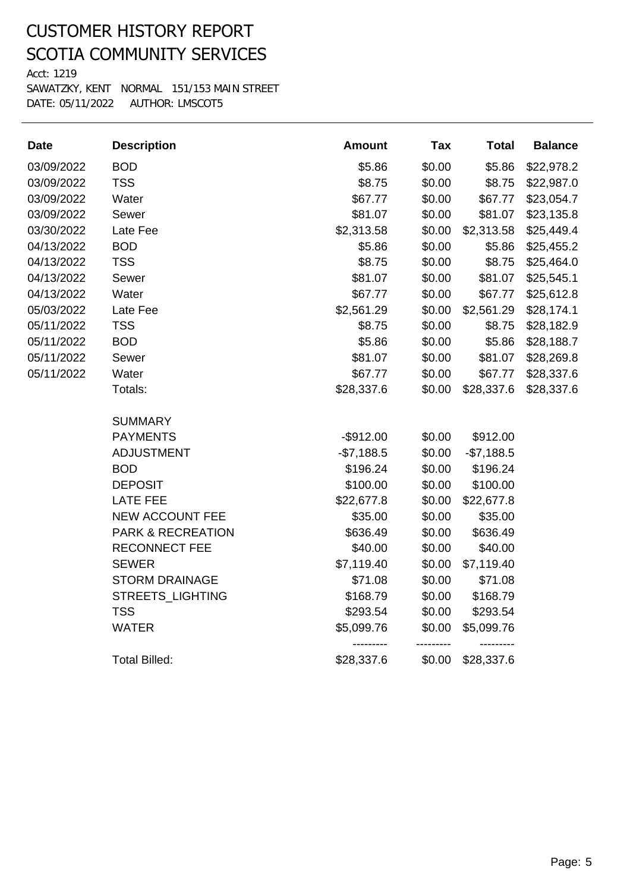# CUSTOMER HISTORY REPORT
# SCOTIA COMMUNITY SERVICES

Acct: 1219
SAWATZKY, KENT NORMAL 151/153 MAIN STREET
DATE: 05/11/2022 AUTHOR: LMSCOT5

| Date | Description | Amount | Tax | Total | Balance |
|---|---|---|---|---|---|
| 03/09/2022 | BOD | $5.86 | $0.00 | $5.86 | $22,978.2 |
| 03/09/2022 | TSS | $8.75 | $0.00 | $8.75 | $22,987.0 |
| 03/09/2022 | Water | $67.77 | $0.00 | $67.77 | $23,054.7 |
| 03/09/2022 | Sewer | $81.07 | $0.00 | $81.07 | $23,135.8 |
| 03/30/2022 | Late Fee | $2,313.58 | $0.00 | $2,313.58 | $25,449.4 |
| 04/13/2022 | BOD | $5.86 | $0.00 | $5.86 | $25,455.2 |
| 04/13/2022 | TSS | $8.75 | $0.00 | $8.75 | $25,464.0 |
| 04/13/2022 | Sewer | $81.07 | $0.00 | $81.07 | $25,545.1 |
| 04/13/2022 | Water | $67.77 | $0.00 | $67.77 | $25,612.8 |
| 05/03/2022 | Late Fee | $2,561.29 | $0.00 | $2,561.29 | $28,174.1 |
| 05/11/2022 | TSS | $8.75 | $0.00 | $8.75 | $28,182.9 |
| 05/11/2022 | BOD | $5.86 | $0.00 | $5.86 | $28,188.7 |
| 05/11/2022 | Sewer | $81.07 | $0.00 | $81.07 | $28,269.8 |
| 05/11/2022 | Water | $67.77 | $0.00 | $67.77 | $28,337.6 |
| | Totals: | $28,337.6 | $0.00 | $28,337.6 | $28,337.6 |

| | Amount | Tax | Total |
|---|---|---|---|
| SUMMARY | | | |
| PAYMENTS | -$912.00 | $0.00 | $912.00 |
| ADJUSTMENT | -$7,188.5 | $0.00 | -$7,188.5 |
| BOD | $196.24 | $0.00 | $196.24 |
| DEPOSIT | $100.00 | $0.00 | $100.00 |
| LATE FEE | $22,677.8 | $0.00 | $22,677.8 |
| NEW ACCOUNT FEE | $35.00 | $0.00 | $35.00 |
| PARK & RECREATION | $636.49 | $0.00 | $636.49 |
| RECONNECT FEE | $40.00 | $0.00 | $40.00 |
| SEWER | $7,119.40 | $0.00 | $7,119.40 |
| STORM DRAINAGE | $71.08 | $0.00 | $71.08 |
| STREETS_LIGHTING | $168.79 | $0.00 | $168.79 |
| TSS | $293.54 | $0.00 | $293.54 |
| WATER | $5,099.76 | $0.00 | $5,099.76 |
| | --------- | --------- | --------- |
| Total Billed: | $28,337.6 | $0.00 | $28,337.6 |